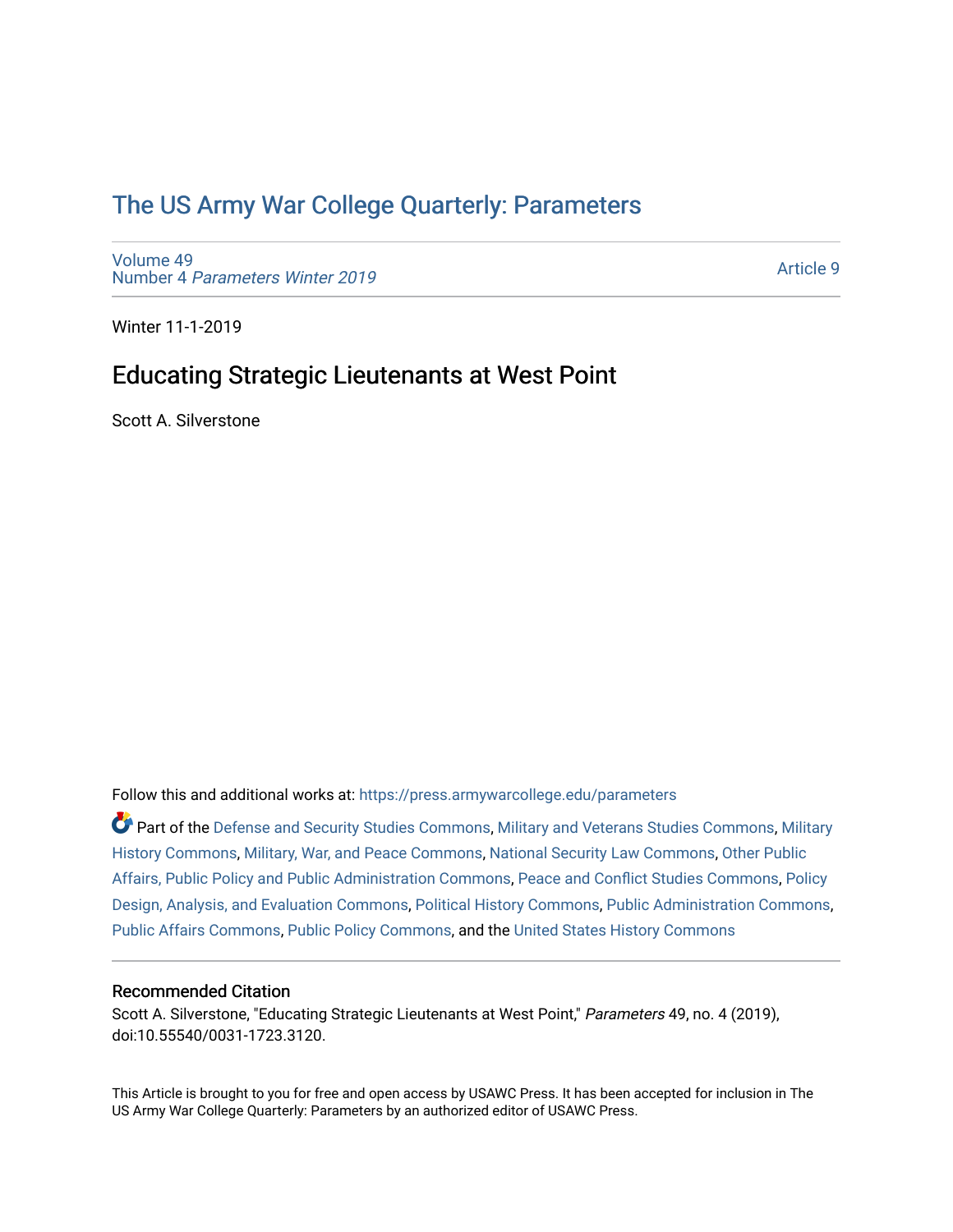# The US Army War College Quarterly: Parameters

Volume 49
Number 4 *Parameters Winter 2019*

Article 9

Winter 11-1-2019

## Educating Strategic Lieutenants at West Point

Scott A. Silverstone

Follow this and additional works at: https://press.armywarcollege.edu/parameters

Part of the Defense and Security Studies Commons, Military and Veterans Studies Commons, Military History Commons, Military, War, and Peace Commons, National Security Law Commons, Other Public Affairs, Public Policy and Public Administration Commons, Peace and Conflict Studies Commons, Policy Design, Analysis, and Evaluation Commons, Political History Commons, Public Administration Commons, Public Affairs Commons, Public Policy Commons, and the United States History Commons

### Recommended Citation

Scott A. Silverstone, "Educating Strategic Lieutenants at West Point," *Parameters* 49, no. 4 (2019), doi:10.55540/0031-1723.3120.

This Article is brought to you for free and open access by USAWC Press. It has been accepted for inclusion in The US Army War College Quarterly: Parameters by an authorized editor of USAWC Press.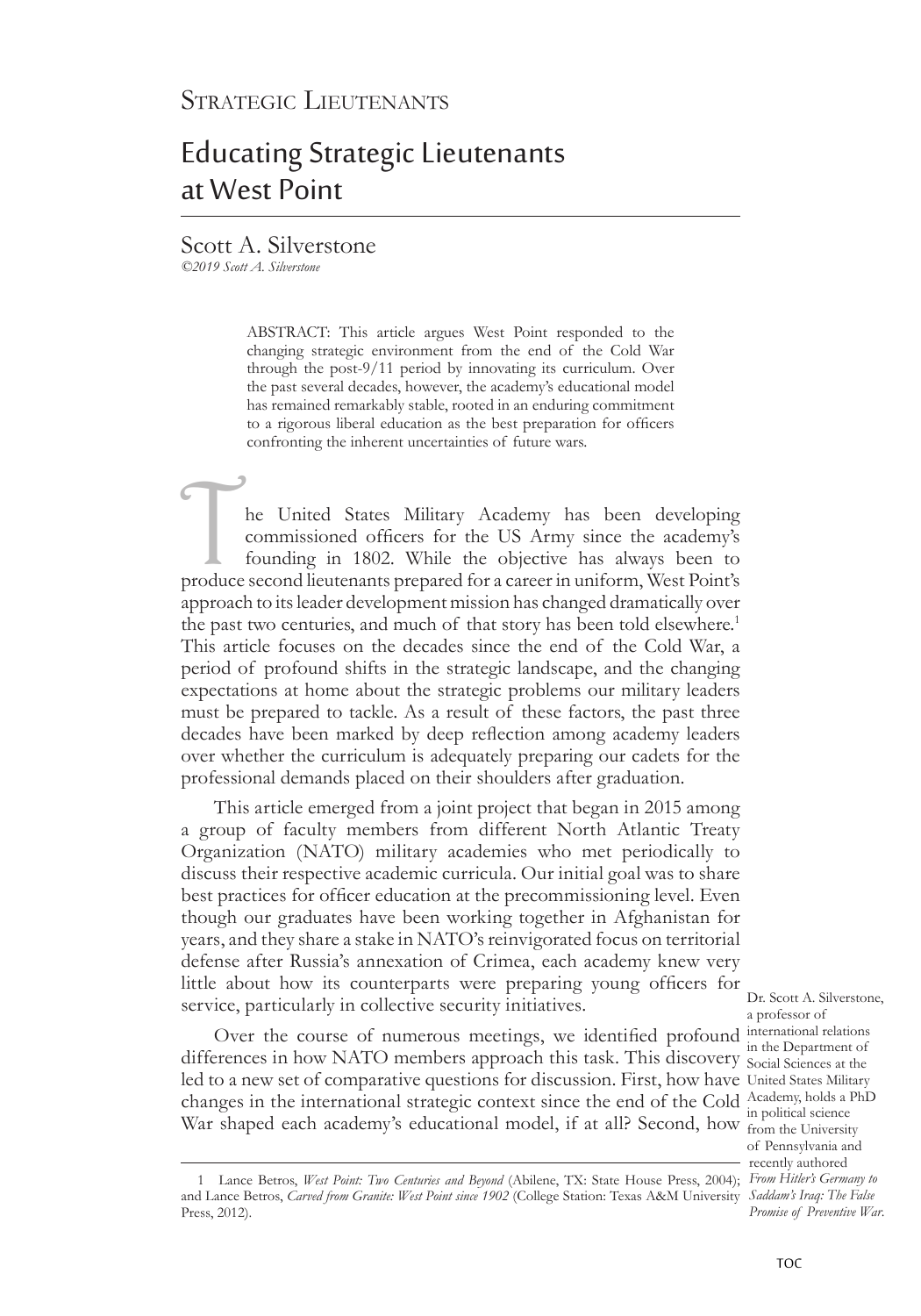Strategic Lieutenants

# Educating Strategic Lieutenants at West Point

Scott A. Silverstone

*©2019 Scott A. Silverstone*

ABSTRACT: This article argues West Point responded to the changing strategic environment from the end of the Cold War through the post-9/11 period by innovating its curriculum. Over the past several decades, however, the academy's educational model has remained remarkably stable, rooted in an enduring commitment to a rigorous liberal education as the best preparation for officers confronting the inherent uncertainties of future wars.

The United States Military Academy has been developing commissioned officers for the US Army since the academy's founding in 1802. While the objective has always been to produce second lieutenants prepared for a career in uniform, West Point's approach to its leader development mission has changed dramatically over the past two centuries, and much of that story has been told elsewhere.[1] This article focuses on the decades since the end of the Cold War, a period of profound shifts in the strategic landscape, and the changing expectations at home about the strategic problems our military leaders must be prepared to tackle. As a result of these factors, the past three decades have been marked by deep reflection among academy leaders over whether the curriculum is adequately preparing our cadets for the professional demands placed on their shoulders after graduation.

This article emerged from a joint project that began in 2015 among a group of faculty members from different North Atlantic Treaty Organization (NATO) military academies who met periodically to discuss their respective academic curricula. Our initial goal was to share best practices for officer education at the precommissioning level. Even though our graduates have been working together in Afghanistan for years, and they share a stake in NATO's reinvigorated focus on territorial defense after Russia's annexation of Crimea, each academy knew very little about how its counterparts were preparing young officers for service, particularly in collective security initiatives.

Over the course of numerous meetings, we identified profound differences in how NATO members approach this task. This discovery led to a new set of comparative questions for discussion. First, how have changes in the international strategic context since the end of the Cold War shaped each academy's educational model, if at all? Second, how

Dr. Scott A. Silverstone, a professor of international relations in the Department of Social Sciences at the United States Military Academy, holds a PhD in political science from the University of Pennsylvania and recently authored *From Hitler's Germany to Saddam's Iraq: The False Promise of Preventive War.*

1 Lance Betros, *West Point: Two Centuries and Beyond* (Abilene, TX: State House Press, 2004); and Lance Betros, *Carved from Granite: West Point since 1902* (College Station: Texas A&M University Press, 2012).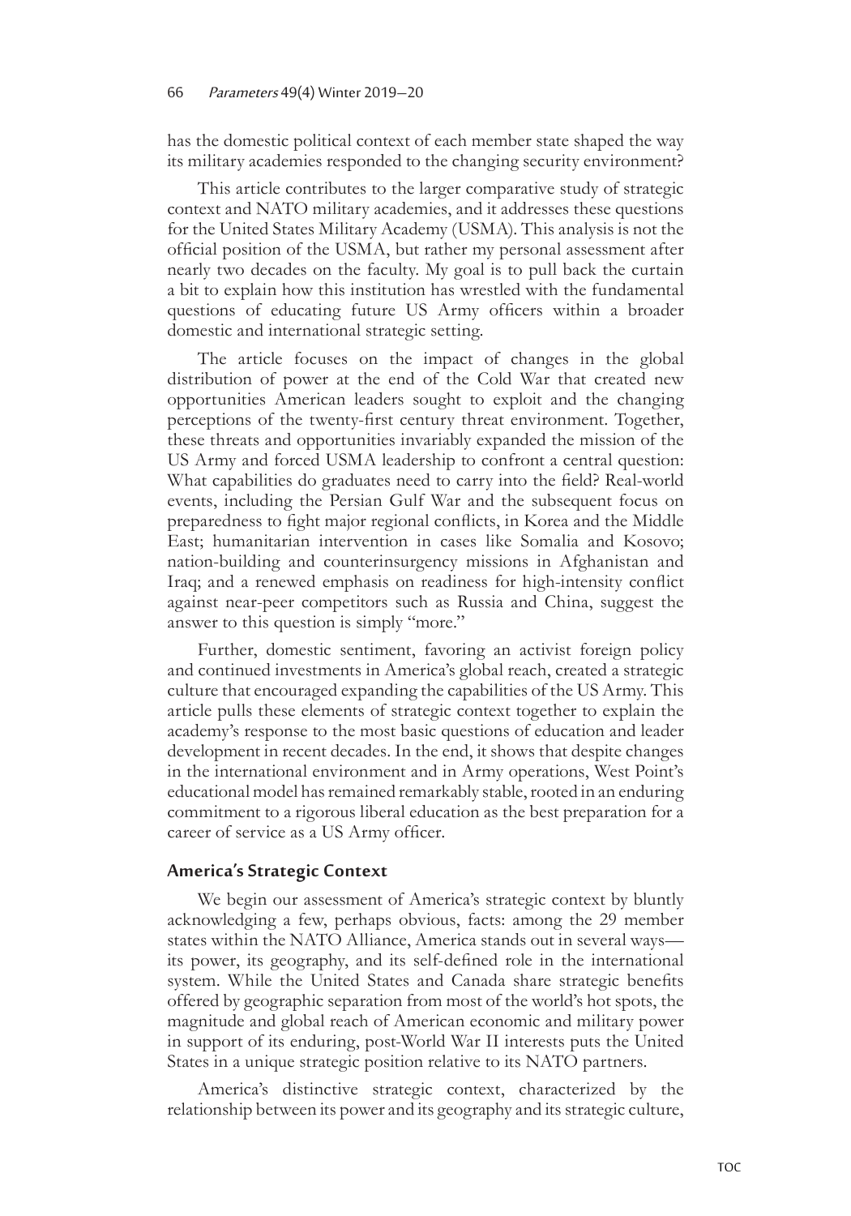has the domestic political context of each member state shaped the way its military academies responded to the changing security environment?

This article contributes to the larger comparative study of strategic context and NATO military academies, and it addresses these questions for the United States Military Academy (USMA). This analysis is not the official position of the USMA, but rather my personal assessment after nearly two decades on the faculty. My goal is to pull back the curtain a bit to explain how this institution has wrestled with the fundamental questions of educating future US Army officers within a broader domestic and international strategic setting.

The article focuses on the impact of changes in the global distribution of power at the end of the Cold War that created new opportunities American leaders sought to exploit and the changing perceptions of the twenty-first century threat environment. Together, these threats and opportunities invariably expanded the mission of the US Army and forced USMA leadership to confront a central question: What capabilities do graduates need to carry into the field? Real-world events, including the Persian Gulf War and the subsequent focus on preparedness to fight major regional conflicts, in Korea and the Middle East; humanitarian intervention in cases like Somalia and Kosovo; nation-building and counterinsurgency missions in Afghanistan and Iraq; and a renewed emphasis on readiness for high-intensity conflict against near-peer competitors such as Russia and China, suggest the answer to this question is simply "more."

Further, domestic sentiment, favoring an activist foreign policy and continued investments in America's global reach, created a strategic culture that encouraged expanding the capabilities of the US Army. This article pulls these elements of strategic context together to explain the academy's response to the most basic questions of education and leader development in recent decades. In the end, it shows that despite changes in the international environment and in Army operations, West Point's educational model has remained remarkably stable, rooted in an enduring commitment to a rigorous liberal education as the best preparation for a career of service as a US Army officer.

## America's Strategic Context

We begin our assessment of America's strategic context by bluntly acknowledging a few, perhaps obvious, facts: among the 29 member states within the NATO Alliance, America stands out in several ways—its power, its geography, and its self-defined role in the international system. While the United States and Canada share strategic benefits offered by geographic separation from most of the world's hot spots, the magnitude and global reach of American economic and military power in support of its enduring, post-World War II interests puts the United States in a unique strategic position relative to its NATO partners.

America's distinctive strategic context, characterized by the relationship between its power and its geography and its strategic culture,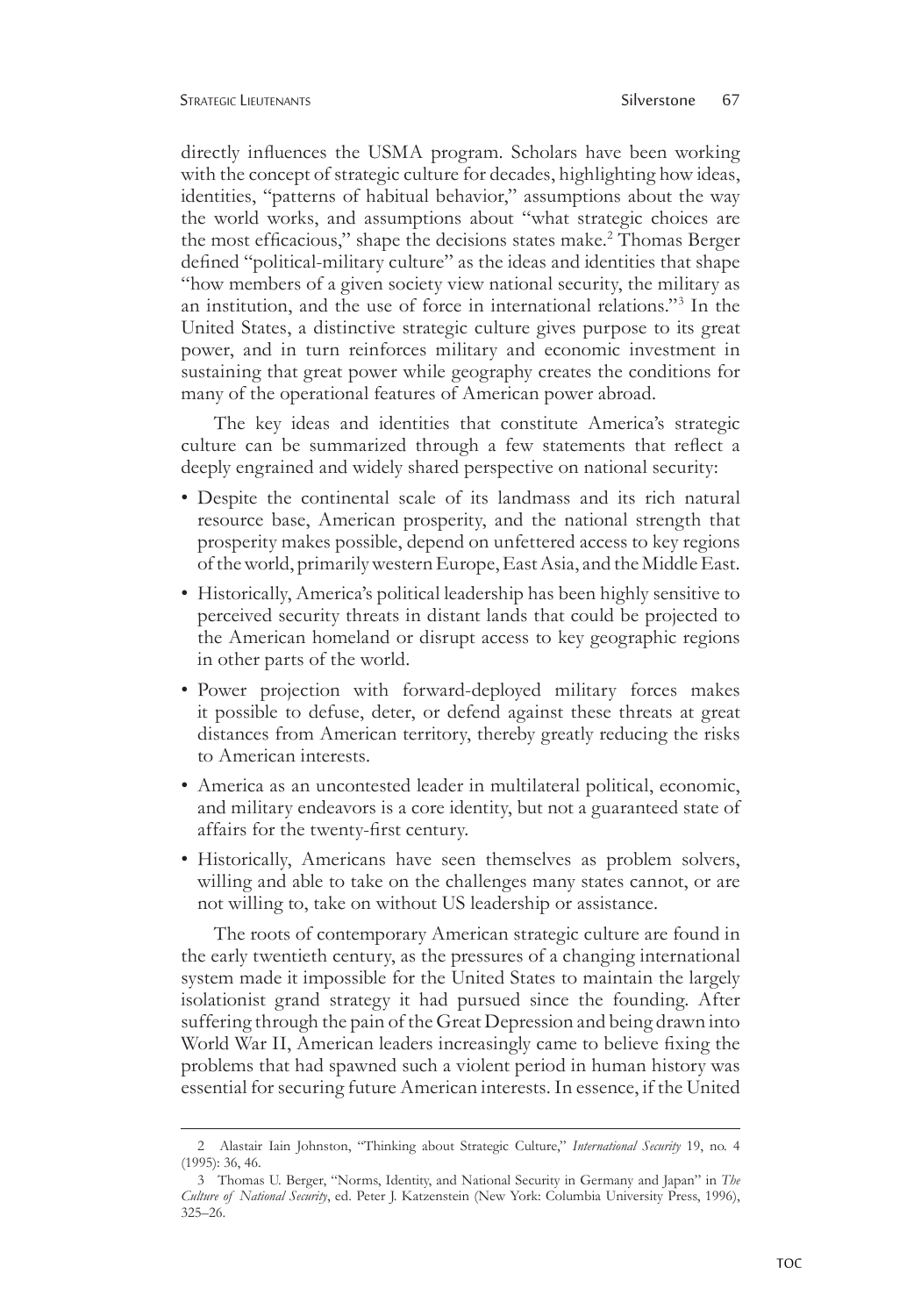directly influences the USMA program. Scholars have been working with the concept of strategic culture for decades, highlighting how ideas, identities, "patterns of habitual behavior," assumptions about the way the world works, and assumptions about "what strategic choices are the most efficacious," shape the decisions states make.[2] Thomas Berger defined "political-military culture" as the ideas and identities that shape "how members of a given society view national security, the military as an institution, and the use of force in international relations."[3] In the United States, a distinctive strategic culture gives purpose to its great power, and in turn reinforces military and economic investment in sustaining that great power while geography creates the conditions for many of the operational features of American power abroad.

The key ideas and identities that constitute America's strategic culture can be summarized through a few statements that reflect a deeply engrained and widely shared perspective on national security:

- Despite the continental scale of its landmass and its rich natural resource base, American prosperity, and the national strength that prosperity makes possible, depend on unfettered access to key regions of the world, primarily western Europe, East Asia, and the Middle East.
- Historically, America's political leadership has been highly sensitive to perceived security threats in distant lands that could be projected to the American homeland or disrupt access to key geographic regions in other parts of the world.
- Power projection with forward-deployed military forces makes it possible to defuse, deter, or defend against these threats at great distances from American territory, thereby greatly reducing the risks to American interests.
- America as an uncontested leader in multilateral political, economic, and military endeavors is a core identity, but not a guaranteed state of affairs for the twenty-first century.
- Historically, Americans have seen themselves as problem solvers, willing and able to take on the challenges many states cannot, or are not willing to, take on without US leadership or assistance.

The roots of contemporary American strategic culture are found in the early twentieth century, as the pressures of a changing international system made it impossible for the United States to maintain the largely isolationist grand strategy it had pursued since the founding. After suffering through the pain of the Great Depression and being drawn into World War II, American leaders increasingly came to believe fixing the problems that had spawned such a violent period in human history was essential for securing future American interests. In essence, if the United

---

2 Alastair Iain Johnston, "Thinking about Strategic Culture," *International Security* 19, no. 4 (1995): 36, 46.

3 Thomas U. Berger, "Norms, Identity, and National Security in Germany and Japan" in *The Culture of National Security*, ed. Peter J. Katzenstein (New York: Columbia University Press, 1996), 325–26.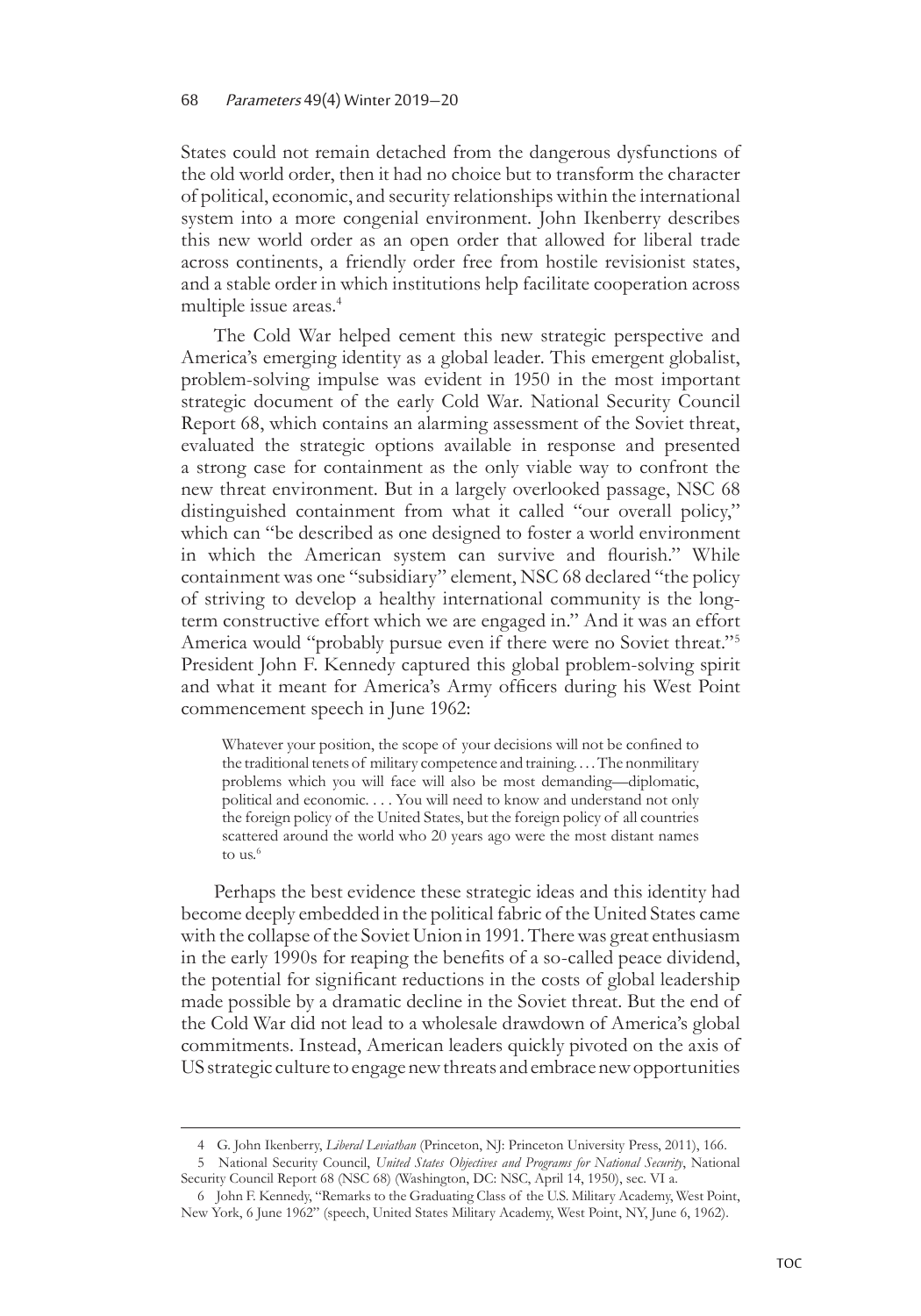States could not remain detached from the dangerous dysfunctions of the old world order, then it had no choice but to transform the character of political, economic, and security relationships within the international system into a more congenial environment. John Ikenberry describes this new world order as an open order that allowed for liberal trade across continents, a friendly order free from hostile revisionist states, and a stable order in which institutions help facilitate cooperation across multiple issue areas.[4]

The Cold War helped cement this new strategic perspective and America's emerging identity as a global leader. This emergent globalist, problem-solving impulse was evident in 1950 in the most important strategic document of the early Cold War. National Security Council Report 68, which contains an alarming assessment of the Soviet threat, evaluated the strategic options available in response and presented a strong case for containment as the only viable way to confront the new threat environment. But in a largely overlooked passage, NSC 68 distinguished containment from what it called "our overall policy," which can "be described as one designed to foster a world environment in which the American system can survive and flourish." While containment was one "subsidiary" element, NSC 68 declared "the policy of striving to develop a healthy international community is the long-term constructive effort which we are engaged in." And it was an effort America would "probably pursue even if there were no Soviet threat."[5] President John F. Kennedy captured this global problem-solving spirit and what it meant for America's Army officers during his West Point commencement speech in June 1962:

> Whatever your position, the scope of your decisions will not be confined to the traditional tenets of military competence and training. . . . The nonmilitary problems which you will face will also be most demanding—diplomatic, political and economic. . . . You will need to know and understand not only the foreign policy of the United States, but the foreign policy of all countries scattered around the world who 20 years ago were the most distant names to us.[6]

Perhaps the best evidence these strategic ideas and this identity had become deeply embedded in the political fabric of the United States came with the collapse of the Soviet Union in 1991. There was great enthusiasm in the early 1990s for reaping the benefits of a so-called peace dividend, the potential for significant reductions in the costs of global leadership made possible by a dramatic decline in the Soviet threat. But the end of the Cold War did not lead to a wholesale drawdown of America's global commitments. Instead, American leaders quickly pivoted on the axis of US strategic culture to engage new threats and embrace new opportunities

---

4 G. John Ikenberry, *Liberal Leviathan* (Princeton, NJ: Princeton University Press, 2011), 166.

5 National Security Council, *United States Objectives and Programs for National Security*, National Security Council Report 68 (NSC 68) (Washington, DC: NSC, April 14, 1950), sec. VI a.

6 John F. Kennedy, "Remarks to the Graduating Class of the U.S. Military Academy, West Point, New York, 6 June 1962" (speech, United States Military Academy, West Point, NY, June 6, 1962).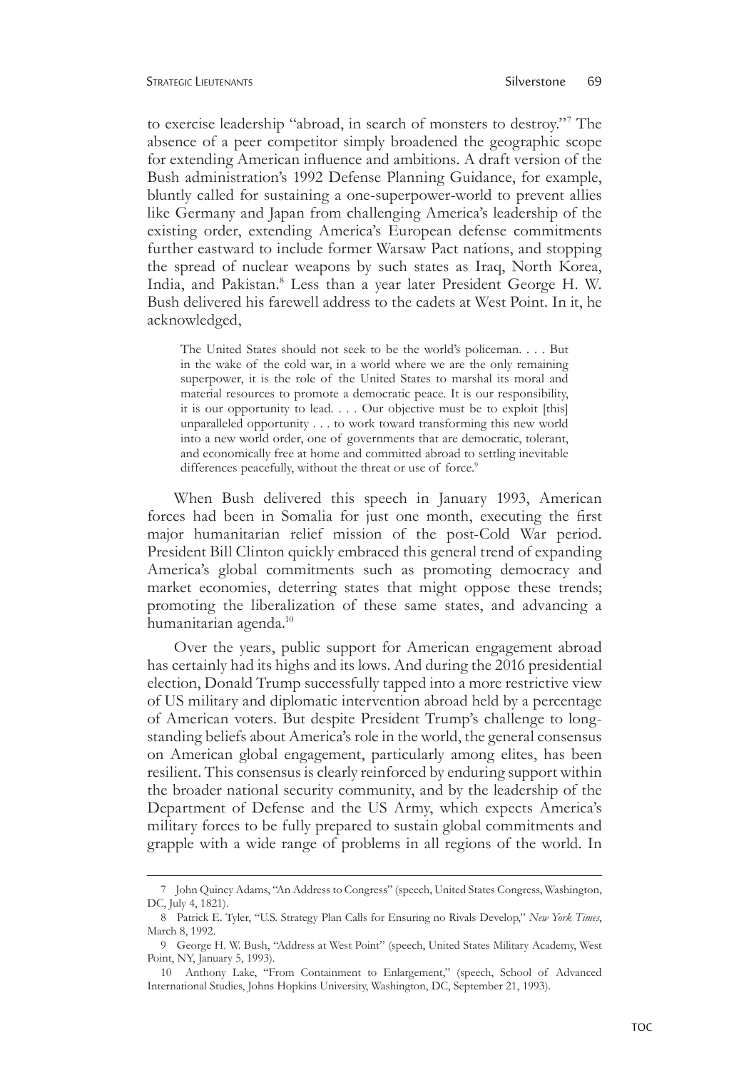to exercise leadership "abroad, in search of monsters to destroy."[7] The absence of a peer competitor simply broadened the geographic scope for extending American influence and ambitions. A draft version of the Bush administration's 1992 Defense Planning Guidance, for example, bluntly called for sustaining a one-superpower-world to prevent allies like Germany and Japan from challenging America's leadership of the existing order, extending America's European defense commitments further eastward to include former Warsaw Pact nations, and stopping the spread of nuclear weapons by such states as Iraq, North Korea, India, and Pakistan.[8] Less than a year later President George H. W. Bush delivered his farewell address to the cadets at West Point. In it, he acknowledged,

> The United States should not seek to be the world's policeman. . . . But in the wake of the cold war, in a world where we are the only remaining superpower, it is the role of the United States to marshal its moral and material resources to promote a democratic peace. It is our responsibility, it is our opportunity to lead. . . . Our objective must be to exploit [this] unparalleled opportunity . . . to work toward transforming this new world into a new world order, one of governments that are democratic, tolerant, and economically free at home and committed abroad to settling inevitable differences peacefully, without the threat or use of force.[9]

When Bush delivered this speech in January 1993, American forces had been in Somalia for just one month, executing the first major humanitarian relief mission of the post-Cold War period. President Bill Clinton quickly embraced this general trend of expanding America's global commitments such as promoting democracy and market economies, deterring states that might oppose these trends; promoting the liberalization of these same states, and advancing a humanitarian agenda.[10]

Over the years, public support for American engagement abroad has certainly had its highs and its lows. And during the 2016 presidential election, Donald Trump successfully tapped into a more restrictive view of US military and diplomatic intervention abroad held by a percentage of American voters. But despite President Trump's challenge to long-standing beliefs about America's role in the world, the general consensus on American global engagement, particularly among elites, has been resilient. This consensus is clearly reinforced by enduring support within the broader national security community, and by the leadership of the Department of Defense and the US Army, which expects America's military forces to be fully prepared to sustain global commitments and grapple with a wide range of problems in all regions of the world. In

---

7 John Quincy Adams, "An Address to Congress" (speech, United States Congress, Washington, DC, July 4, 1821).

8 Patrick E. Tyler, "U.S. Strategy Plan Calls for Ensuring no Rivals Develop," *New York Times*, March 8, 1992.

9 George H. W. Bush, "Address at West Point" (speech, United States Military Academy, West Point, NY, January 5, 1993).

10 Anthony Lake, "From Containment to Enlargement," (speech, School of Advanced International Studies, Johns Hopkins University, Washington, DC, September 21, 1993).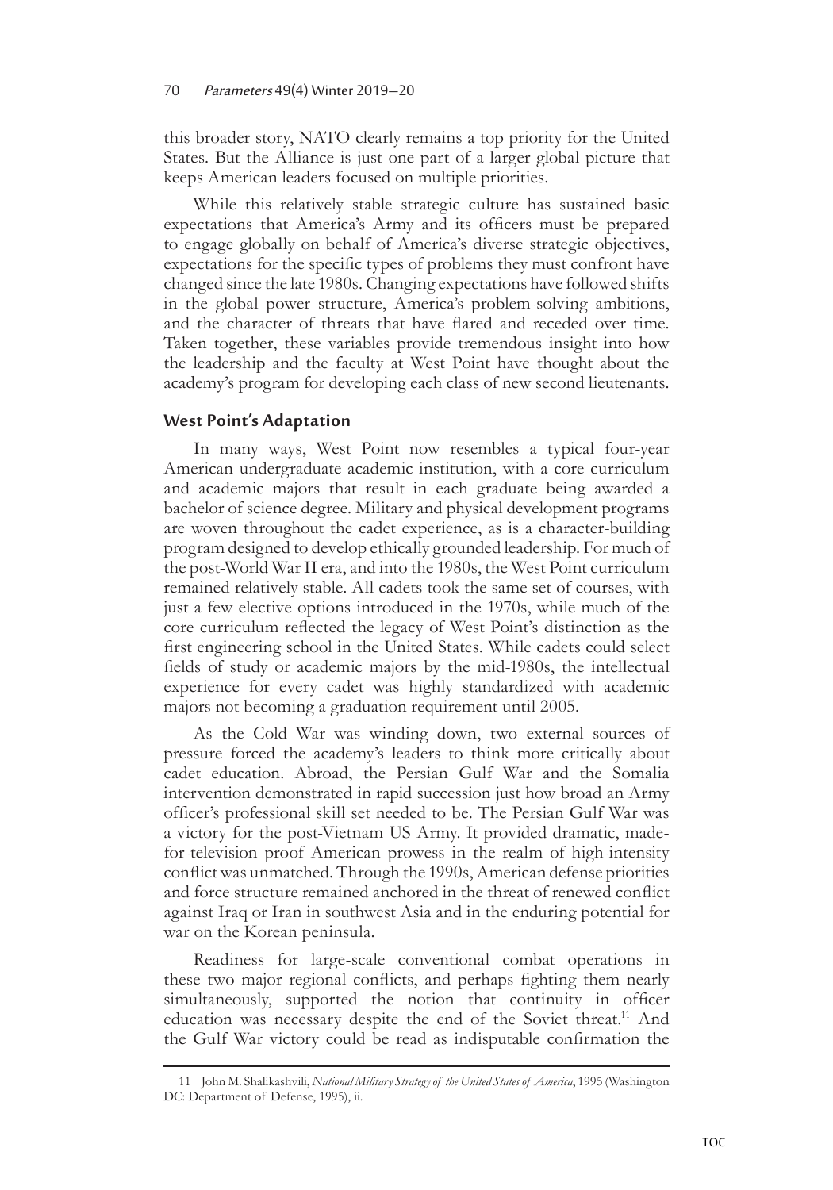this broader story, NATO clearly remains a top priority for the United States. But the Alliance is just one part of a larger global picture that keeps American leaders focused on multiple priorities.

While this relatively stable strategic culture has sustained basic expectations that America's Army and its officers must be prepared to engage globally on behalf of America's diverse strategic objectives, expectations for the specific types of problems they must confront have changed since the late 1980s. Changing expectations have followed shifts in the global power structure, America's problem-solving ambitions, and the character of threats that have flared and receded over time. Taken together, these variables provide tremendous insight into how the leadership and the faculty at West Point have thought about the academy's program for developing each class of new second lieutenants.

### West Point's Adaptation

In many ways, West Point now resembles a typical four-year American undergraduate academic institution, with a core curriculum and academic majors that result in each graduate being awarded a bachelor of science degree. Military and physical development programs are woven throughout the cadet experience, as is a character-building program designed to develop ethically grounded leadership. For much of the post-World War II era, and into the 1980s, the West Point curriculum remained relatively stable. All cadets took the same set of courses, with just a few elective options introduced in the 1970s, while much of the core curriculum reflected the legacy of West Point's distinction as the first engineering school in the United States. While cadets could select fields of study or academic majors by the mid-1980s, the intellectual experience for every cadet was highly standardized with academic majors not becoming a graduation requirement until 2005.

As the Cold War was winding down, two external sources of pressure forced the academy's leaders to think more critically about cadet education. Abroad, the Persian Gulf War and the Somalia intervention demonstrated in rapid succession just how broad an Army officer's professional skill set needed to be. The Persian Gulf War was a victory for the post-Vietnam US Army. It provided dramatic, made-for-television proof American prowess in the realm of high-intensity conflict was unmatched. Through the 1990s, American defense priorities and force structure remained anchored in the threat of renewed conflict against Iraq or Iran in southwest Asia and in the enduring potential for war on the Korean peninsula.

Readiness for large-scale conventional combat operations in these two major regional conflicts, and perhaps fighting them nearly simultaneously, supported the notion that continuity in officer education was necessary despite the end of the Soviet threat.[11] And the Gulf War victory could be read as indisputable confirmation the

---

11 John M. Shalikashvili, *National Military Strategy of the United States of America*, 1995 (Washington DC: Department of Defense, 1995), ii.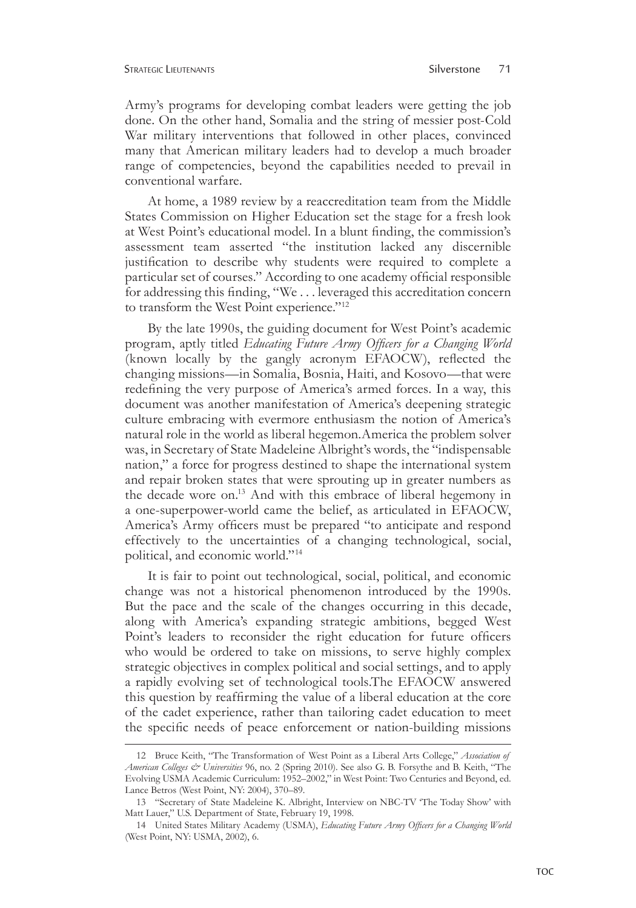Army's programs for developing combat leaders were getting the job done. On the other hand, Somalia and the string of messier post-Cold War military interventions that followed in other places, convinced many that American military leaders had to develop a much broader range of competencies, beyond the capabilities needed to prevail in conventional warfare.

At home, a 1989 review by a reaccreditation team from the Middle States Commission on Higher Education set the stage for a fresh look at West Point's educational model. In a blunt finding, the commission's assessment team asserted "the institution lacked any discernible justification to describe why students were required to complete a particular set of courses." According to one academy official responsible for addressing this finding, "We . . . leveraged this accreditation concern to transform the West Point experience."[12]

By the late 1990s, the guiding document for West Point's academic program, aptly titled *Educating Future Army Officers for a Changing World* (known locally by the gangly acronym EFAOCW), reflected the changing missions—in Somalia, Bosnia, Haiti, and Kosovo—that were redefining the very purpose of America's armed forces. In a way, this document was another manifestation of America's deepening strategic culture embracing with evermore enthusiasm the notion of America's natural role in the world as liberal hegemon. America the problem solver was, in Secretary of State Madeleine Albright's words, the "indispensable nation," a force for progress destined to shape the international system and repair broken states that were sprouting up in greater numbers as the decade wore on.[13] And with this embrace of liberal hegemony in a one-superpower-world came the belief, as articulated in EFAOCW, America's Army officers must be prepared "to anticipate and respond effectively to the uncertainties of a changing technological, social, political, and economic world."[14]

It is fair to point out technological, social, political, and economic change was not a historical phenomenon introduced by the 1990s. But the pace and the scale of the changes occurring in this decade, along with America's expanding strategic ambitions, begged West Point's leaders to reconsider the right education for future officers who would be ordered to take on missions, to serve highly complex strategic objectives in complex political and social settings, and to apply a rapidly evolving set of technological tools. The EFAOCW answered this question by reaffirming the value of a liberal education at the core of the cadet experience, rather than tailoring cadet education to meet the specific needs of peace enforcement or nation-building missions

---

12 Bruce Keith, "The Transformation of West Point as a Liberal Arts College," *Association of American Colleges & Universities* 96, no. 2 (Spring 2010). See also G. B. Forsythe and B. Keith, "The Evolving USMA Academic Curriculum: 1952–2002," in West Point: Two Centuries and Beyond, ed. Lance Betros (West Point, NY: 2004), 370–89.

13 "Secretary of State Madeleine K. Albright, Interview on NBC-TV 'The Today Show' with Matt Lauer," U.S. Department of State, February 19, 1998.

14 United States Military Academy (USMA), *Educating Future Army Officers for a Changing World* (West Point, NY: USMA, 2002), 6.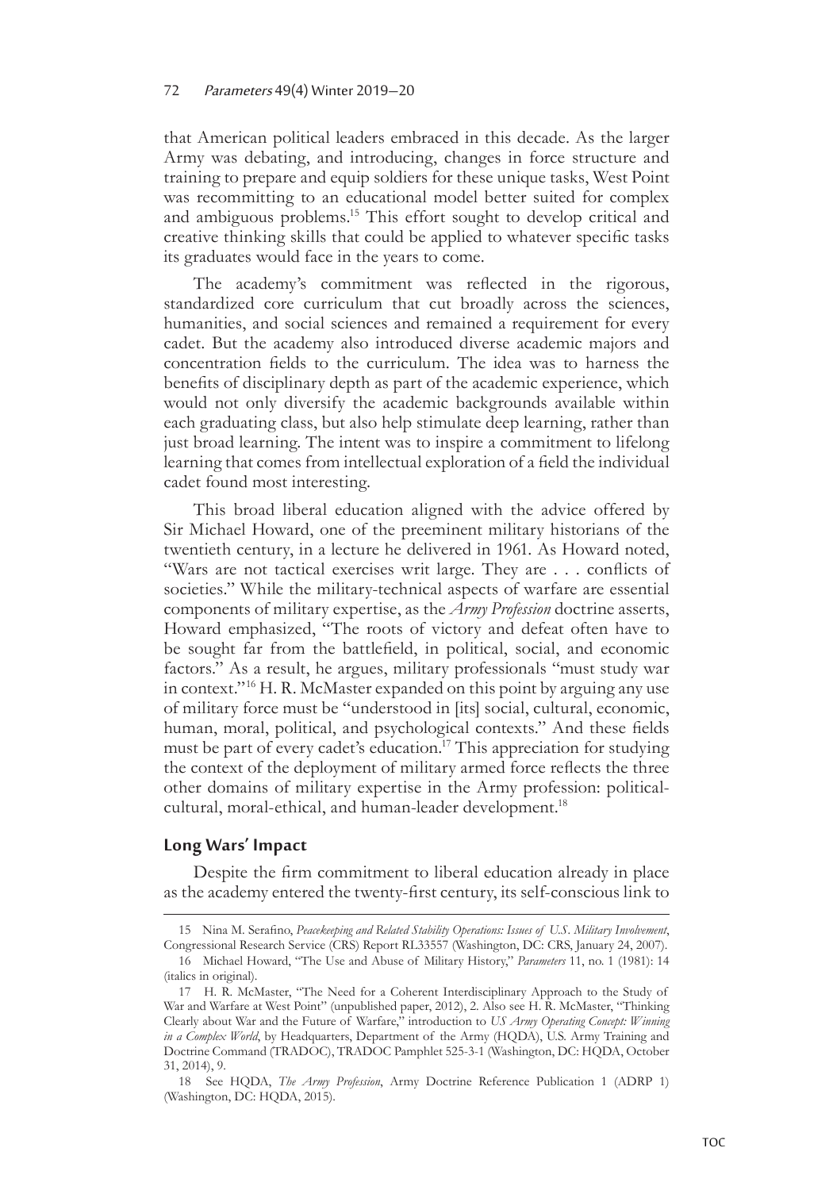that American political leaders embraced in this decade. As the larger Army was debating, and introducing, changes in force structure and training to prepare and equip soldiers for these unique tasks, West Point was recommitting to an educational model better suited for complex and ambiguous problems.[15] This effort sought to develop critical and creative thinking skills that could be applied to whatever specific tasks its graduates would face in the years to come.

The academy's commitment was reflected in the rigorous, standardized core curriculum that cut broadly across the sciences, humanities, and social sciences and remained a requirement for every cadet. But the academy also introduced diverse academic majors and concentration fields to the curriculum. The idea was to harness the benefits of disciplinary depth as part of the academic experience, which would not only diversify the academic backgrounds available within each graduating class, but also help stimulate deep learning, rather than just broad learning. The intent was to inspire a commitment to lifelong learning that comes from intellectual exploration of a field the individual cadet found most interesting.

This broad liberal education aligned with the advice offered by Sir Michael Howard, one of the preeminent military historians of the twentieth century, in a lecture he delivered in 1961. As Howard noted, "Wars are not tactical exercises writ large. They are . . . conflicts of societies." While the military-technical aspects of warfare are essential components of military expertise, as the *Army Profession* doctrine asserts, Howard emphasized, "The roots of victory and defeat often have to be sought far from the battlefield, in political, social, and economic factors." As a result, he argues, military professionals "must study war in context."[16] H. R. McMaster expanded on this point by arguing any use of military force must be "understood in [its] social, cultural, economic, human, moral, political, and psychological contexts." And these fields must be part of every cadet's education.[17] This appreciation for studying the context of the deployment of military armed force reflects the three other domains of military expertise in the Army profession: political-cultural, moral-ethical, and human-leader development.[18]

## Long Wars' Impact

Despite the firm commitment to liberal education already in place as the academy entered the twenty-first century, its self-conscious link to

---

15 Nina M. Serafino, *Peacekeeping and Related Stability Operations: Issues of U.S. Military Involvement*, Congressional Research Service (CRS) Report RL33557 (Washington, DC: CRS, January 24, 2007).

16 Michael Howard, "The Use and Abuse of Military History," *Parameters* 11, no. 1 (1981): 14 (italics in original).

17 H. R. McMaster, "The Need for a Coherent Interdisciplinary Approach to the Study of War and Warfare at West Point" (unpublished paper, 2012), 2. Also see H. R. McMaster, "Thinking Clearly about War and the Future of Warfare," introduction to *US Army Operating Concept: Winning in a Complex World*, by Headquarters, Department of the Army (HQDA), U.S. Army Training and Doctrine Command (TRADOC), TRADOC Pamphlet 525-3-1 (Washington, DC: HQDA, October 31, 2014), 9.

18 See HQDA, *The Army Profession*, Army Doctrine Reference Publication 1 (ADRP 1) (Washington, DC: HQDA, 2015).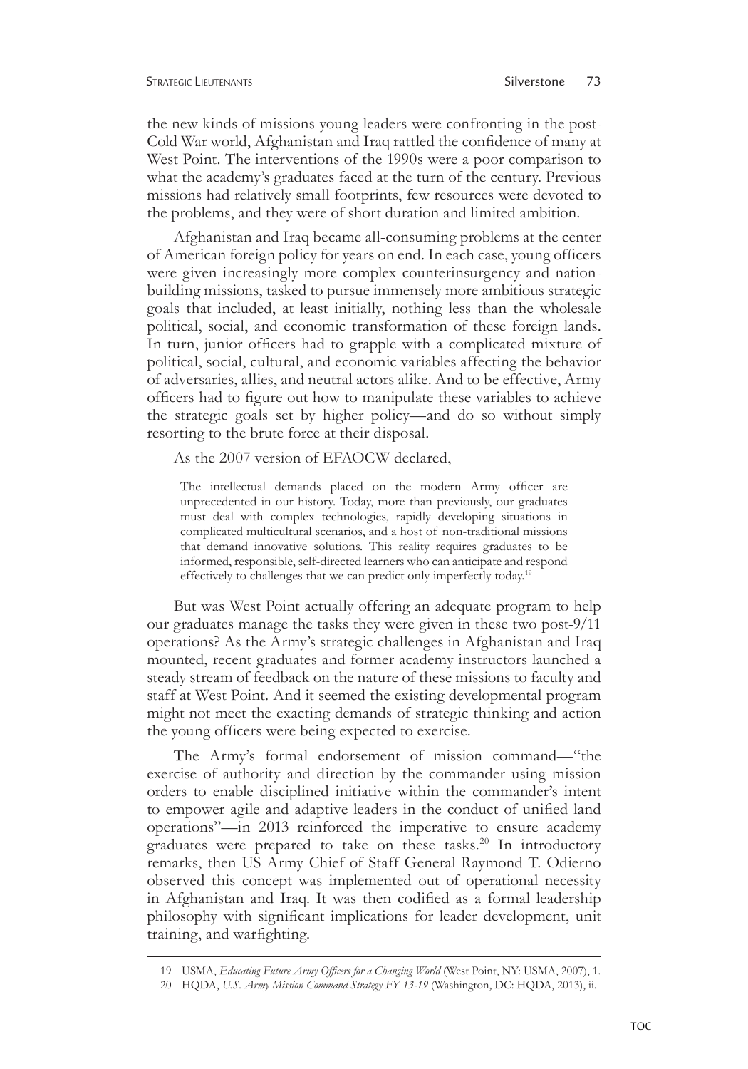the new kinds of missions young leaders were confronting in the post-Cold War world, Afghanistan and Iraq rattled the confidence of many at West Point. The interventions of the 1990s were a poor comparison to what the academy's graduates faced at the turn of the century. Previous missions had relatively small footprints, few resources were devoted to the problems, and they were of short duration and limited ambition.

Afghanistan and Iraq became all-consuming problems at the center of American foreign policy for years on end. In each case, young officers were given increasingly more complex counterinsurgency and nation-building missions, tasked to pursue immensely more ambitious strategic goals that included, at least initially, nothing less than the wholesale political, social, and economic transformation of these foreign lands. In turn, junior officers had to grapple with a complicated mixture of political, social, cultural, and economic variables affecting the behavior of adversaries, allies, and neutral actors alike. And to be effective, Army officers had to figure out how to manipulate these variables to achieve the strategic goals set by higher policy—and do so without simply resorting to the brute force at their disposal.

As the 2007 version of EFAOCW declared,

> The intellectual demands placed on the modern Army officer are unprecedented in our history. Today, more than previously, our graduates must deal with complex technologies, rapidly developing situations in complicated multicultural scenarios, and a host of non-traditional missions that demand innovative solutions. This reality requires graduates to be informed, responsible, self-directed learners who can anticipate and respond effectively to challenges that we can predict only imperfectly today.[19]

But was West Point actually offering an adequate program to help our graduates manage the tasks they were given in these two post-9/11 operations? As the Army's strategic challenges in Afghanistan and Iraq mounted, recent graduates and former academy instructors launched a steady stream of feedback on the nature of these missions to faculty and staff at West Point. And it seemed the existing developmental program might not meet the exacting demands of strategic thinking and action the young officers were being expected to exercise.

The Army's formal endorsement of mission command—"the exercise of authority and direction by the commander using mission orders to enable disciplined initiative within the commander's intent to empower agile and adaptive leaders in the conduct of unified land operations"—in 2013 reinforced the imperative to ensure academy graduates were prepared to take on these tasks.[20] In introductory remarks, then US Army Chief of Staff General Raymond T. Odierno observed this concept was implemented out of operational necessity in Afghanistan and Iraq. It was then codified as a formal leadership philosophy with significant implications for leader development, unit training, and warfighting.

---

19 USMA, *Educating Future Army Officers for a Changing World* (West Point, NY: USMA, 2007), 1.

20 HQDA, *U.S. Army Mission Command Strategy FY 13-19* (Washington, DC: HQDA, 2013), ii.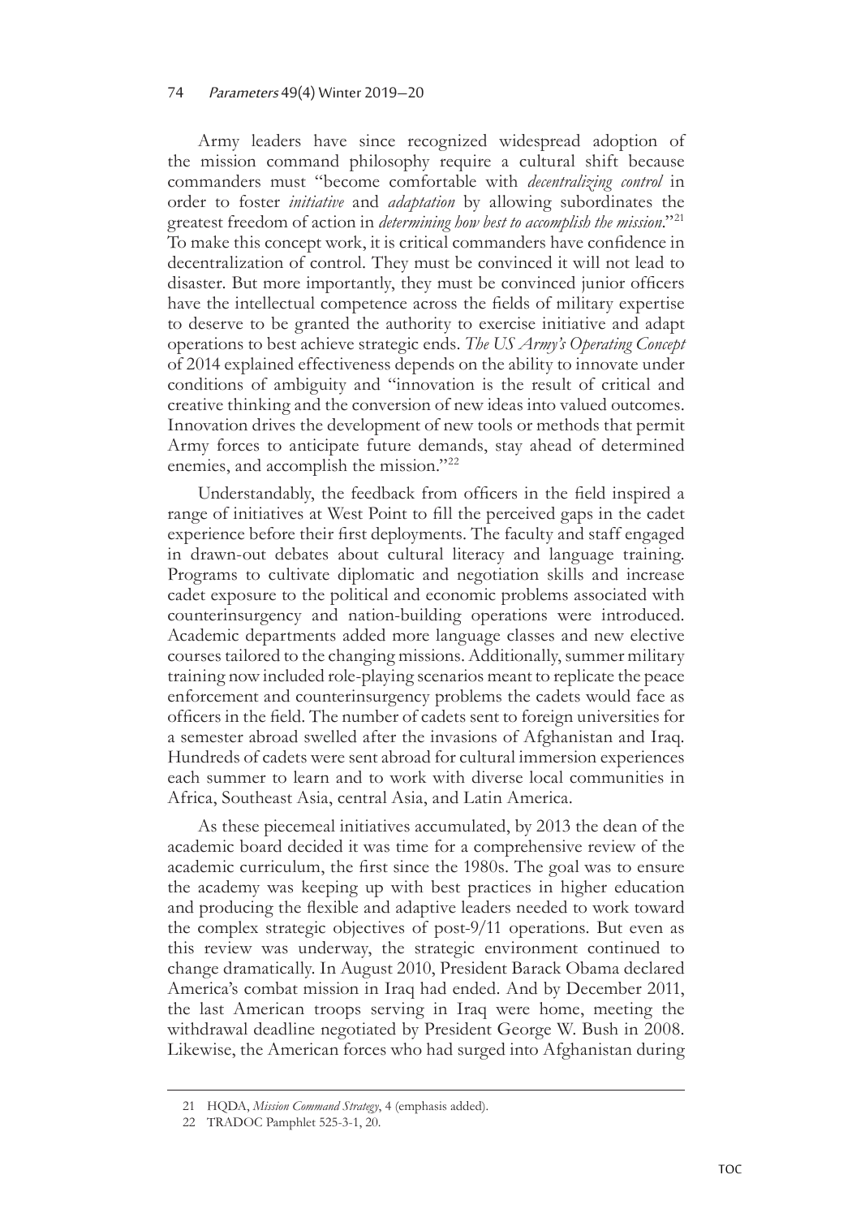Army leaders have since recognized widespread adoption of the mission command philosophy require a cultural shift because commanders must "become comfortable with *decentralizing control* in order to foster *initiative* and *adaptation* by allowing subordinates the greatest freedom of action in *determining how best to accomplish the mission*."[21] To make this concept work, it is critical commanders have confidence in decentralization of control. They must be convinced it will not lead to disaster. But more importantly, they must be convinced junior officers have the intellectual competence across the fields of military expertise to deserve to be granted the authority to exercise initiative and adapt operations to best achieve strategic ends. *The US Army's Operating Concept* of 2014 explained effectiveness depends on the ability to innovate under conditions of ambiguity and "innovation is the result of critical and creative thinking and the conversion of new ideas into valued outcomes. Innovation drives the development of new tools or methods that permit Army forces to anticipate future demands, stay ahead of determined enemies, and accomplish the mission."[22]

Understandably, the feedback from officers in the field inspired a range of initiatives at West Point to fill the perceived gaps in the cadet experience before their first deployments. The faculty and staff engaged in drawn-out debates about cultural literacy and language training. Programs to cultivate diplomatic and negotiation skills and increase cadet exposure to the political and economic problems associated with counterinsurgency and nation-building operations were introduced. Academic departments added more language classes and new elective courses tailored to the changing missions. Additionally, summer military training now included role-playing scenarios meant to replicate the peace enforcement and counterinsurgency problems the cadets would face as officers in the field. The number of cadets sent to foreign universities for a semester abroad swelled after the invasions of Afghanistan and Iraq. Hundreds of cadets were sent abroad for cultural immersion experiences each summer to learn and to work with diverse local communities in Africa, Southeast Asia, central Asia, and Latin America.

As these piecemeal initiatives accumulated, by 2013 the dean of the academic board decided it was time for a comprehensive review of the academic curriculum, the first since the 1980s. The goal was to ensure the academy was keeping up with best practices in higher education and producing the flexible and adaptive leaders needed to work toward the complex strategic objectives of post-9/11 operations. But even as this review was underway, the strategic environment continued to change dramatically. In August 2010, President Barack Obama declared America's combat mission in Iraq had ended. And by December 2011, the last American troops serving in Iraq were home, meeting the withdrawal deadline negotiated by President George W. Bush in 2008. Likewise, the American forces who had surged into Afghanistan during

21 HQDA, *Mission Command Strategy*, 4 (emphasis added).

22 TRADOC Pamphlet 525-3-1, 20.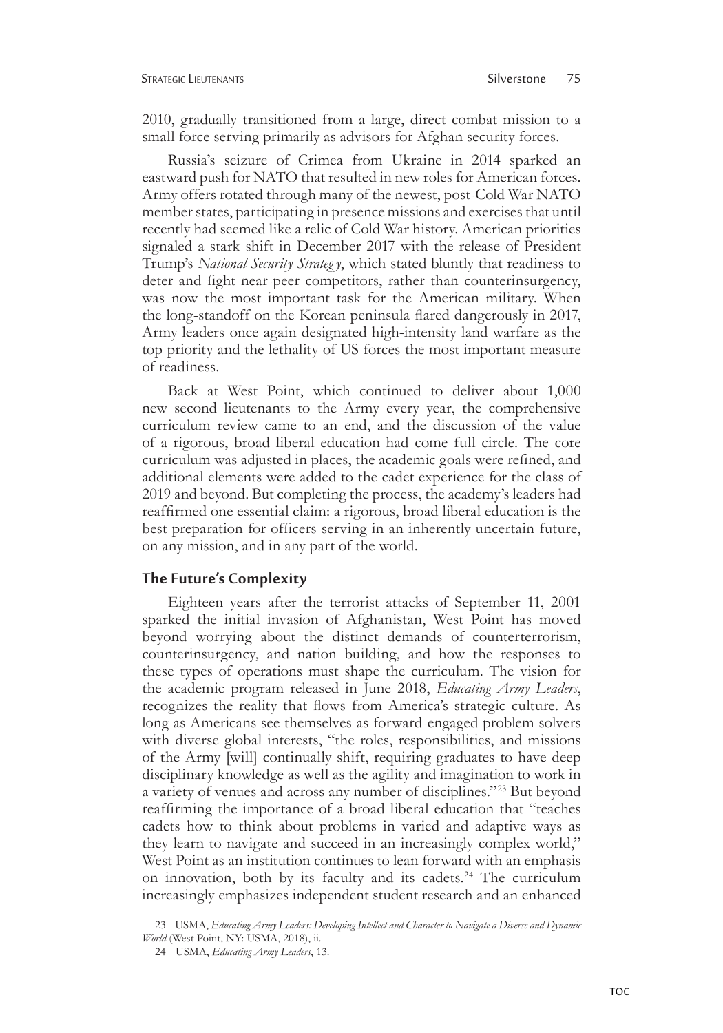2010, gradually transitioned from a large, direct combat mission to a small force serving primarily as advisors for Afghan security forces.

Russia's seizure of Crimea from Ukraine in 2014 sparked an eastward push for NATO that resulted in new roles for American forces. Army offers rotated through many of the newest, post-Cold War NATO member states, participating in presence missions and exercises that until recently had seemed like a relic of Cold War history. American priorities signaled a stark shift in December 2017 with the release of President Trump's *National Security Strategy*, which stated bluntly that readiness to deter and fight near-peer competitors, rather than counterinsurgency, was now the most important task for the American military. When the long-standoff on the Korean peninsula flared dangerously in 2017, Army leaders once again designated high-intensity land warfare as the top priority and the lethality of US forces the most important measure of readiness.

Back at West Point, which continued to deliver about 1,000 new second lieutenants to the Army every year, the comprehensive curriculum review came to an end, and the discussion of the value of a rigorous, broad liberal education had come full circle. The core curriculum was adjusted in places, the academic goals were refined, and additional elements were added to the cadet experience for the class of 2019 and beyond. But completing the process, the academy's leaders had reaffirmed one essential claim: a rigorous, broad liberal education is the best preparation for officers serving in an inherently uncertain future, on any mission, and in any part of the world.

### The Future's Complexity

Eighteen years after the terrorist attacks of September 11, 2001 sparked the initial invasion of Afghanistan, West Point has moved beyond worrying about the distinct demands of counterterrorism, counterinsurgency, and nation building, and how the responses to these types of operations must shape the curriculum. The vision for the academic program released in June 2018, *Educating Army Leaders*, recognizes the reality that flows from America's strategic culture. As long as Americans see themselves as forward-engaged problem solvers with diverse global interests, "the roles, responsibilities, and missions of the Army [will] continually shift, requiring graduates to have deep disciplinary knowledge as well as the agility and imagination to work in a variety of venues and across any number of disciplines."[23] But beyond reaffirming the importance of a broad liberal education that "teaches cadets how to think about problems in varied and adaptive ways as they learn to navigate and succeed in an increasingly complex world," West Point as an institution continues to lean forward with an emphasis on innovation, both by its faculty and its cadets.[24] The curriculum increasingly emphasizes independent student research and an enhanced

23 USMA, *Educating Army Leaders: Developing Intellect and Character to Navigate a Diverse and Dynamic World* (West Point, NY: USMA, 2018), ii.

24 USMA, *Educating Army Leaders*, 13.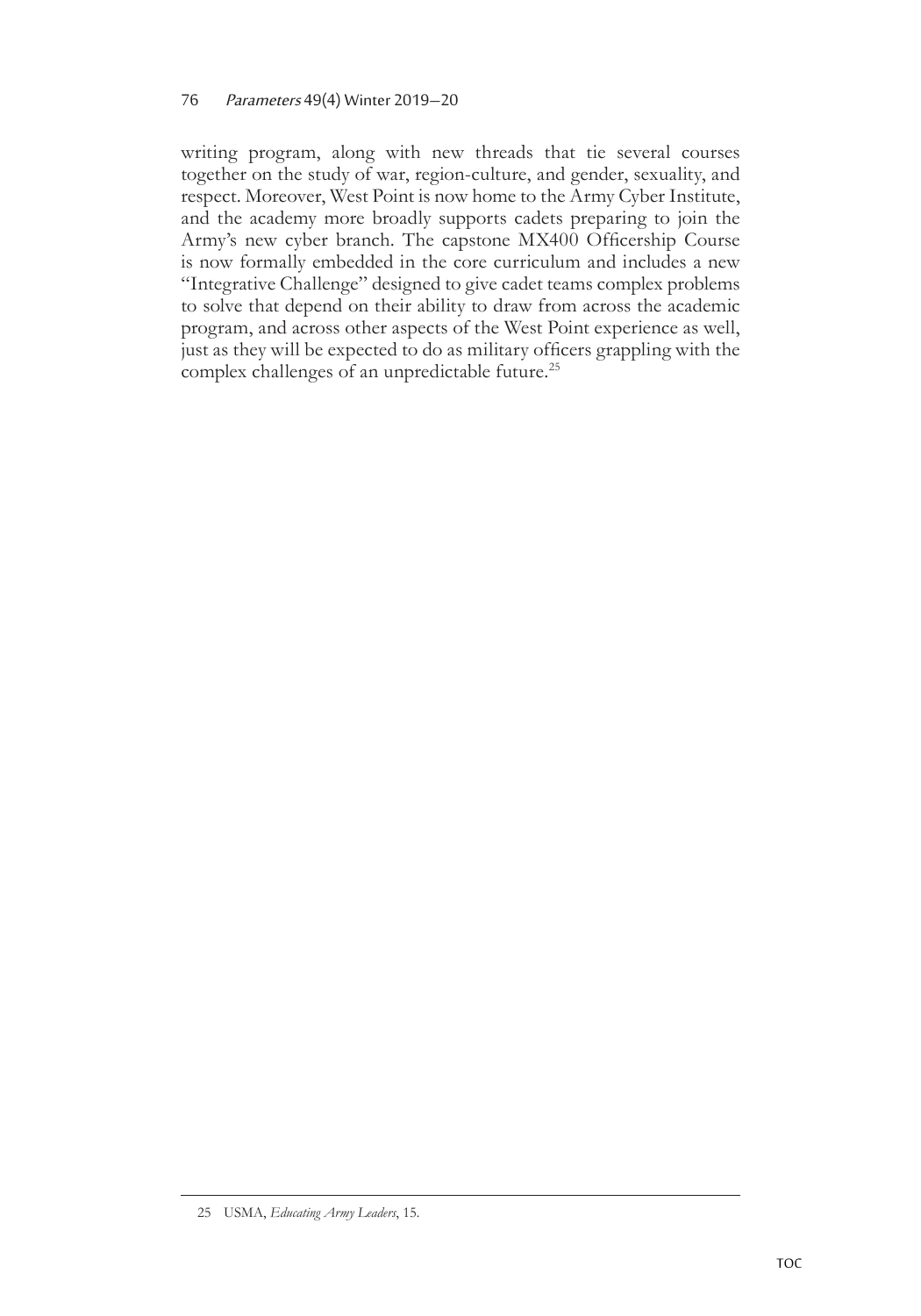writing program, along with new threads that tie several courses together on the study of war, region-culture, and gender, sexuality, and respect. Moreover, West Point is now home to the Army Cyber Institute, and the academy more broadly supports cadets preparing to join the Army's new cyber branch. The capstone MX400 Officership Course is now formally embedded in the core curriculum and includes a new "Integrative Challenge" designed to give cadet teams complex problems to solve that depend on their ability to draw from across the academic program, and across other aspects of the West Point experience as well, just as they will be expected to do as military officers grappling with the complex challenges of an unpredictable future.[25]

---

25 USMA, *Educating Army Leaders*, 15.